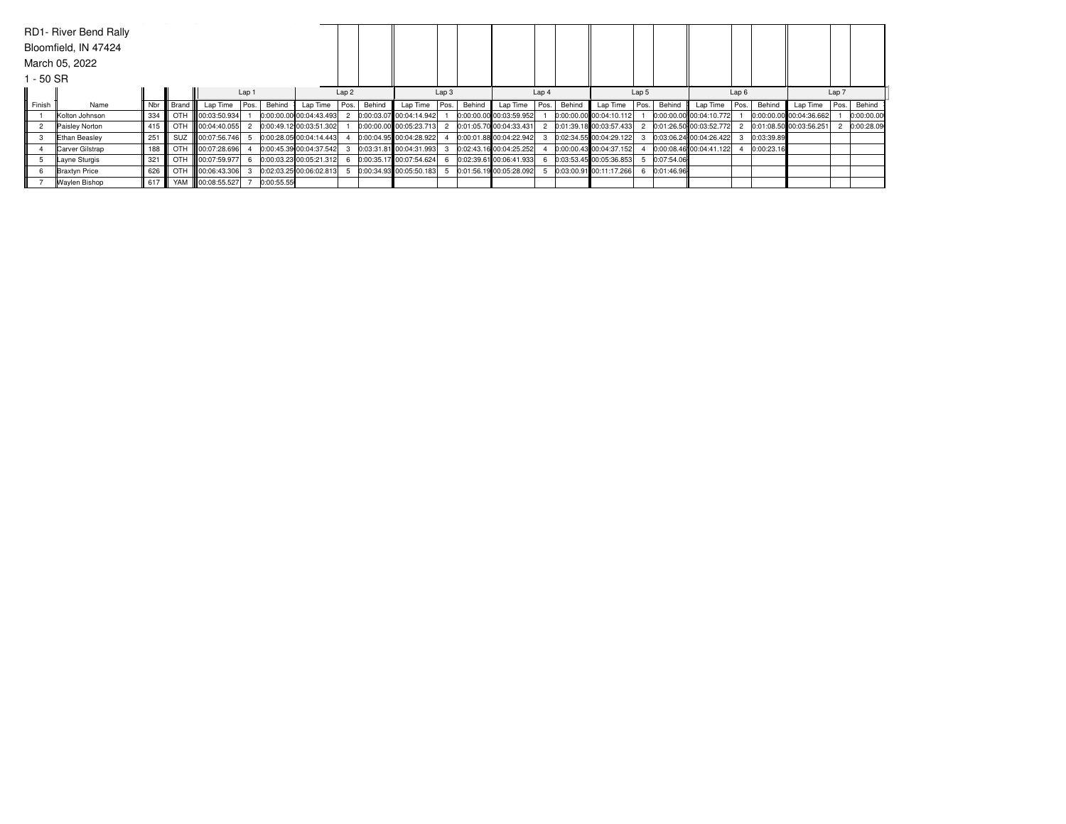RD1- River Bend Rally
Bloomfield, IN 47424
March 05, 2022
1 - 50 SR

| | | | | Lap 1 | | | Lap 2 | | | Lap 3 | | | Lap 4 | | | Lap 5 | | | Lap 6 | | | Lap 7 | | |
|---|---|---|---|---|---|---|---|---|---|---|---|---|---|---|---|---|---|---|---|---|---|---|---|---|
| Finish | Name | Nbr | Brand | Lap Time | Pos. | Behind | Lap Time | Pos. | Behind | Lap Time | Pos. | Behind | Lap Time | Pos. | Behind | Lap Time | Pos. | Behind | Lap Time | Pos. | Behind | Lap Time | Pos. | Behind |
| 1 | Kolton Johnson | 334 | OTH | 00:03:50.934 | 1 | 0:00:00.00 | 00:04:43.493 | 2 | 0:00:03.07 | 00:04:14.942 | 1 | 0:00:00.00 | 00:03:59.952 | 1 | 0:00:00.00 | 00:04:10.112 | 1 | 0:00:00.00 | 00:04:10.772 | 1 | 0:00:00.00 | 00:04:36.662 | 1 | 0:00:00.00 |
| 2 | Paisley Norton | 415 | OTH | 00:04:40.055 | 2 | 0:00:49.12 | 00:03:51.302 | 1 | 0:00:00.00 | 00:05:23.713 | 2 | 0:01:05.70 | 00:04:33.431 | 2 | 0:01:39.18 | 00:03:57.433 | 2 | 0:01:26.50 | 00:03:52.772 | 2 | 0:01:08.50 | 00:03:56.251 | 2 | 0:00:28.09 |
| 3 | Ethan Beasley | 251 | SUZ | 00:07:56.746 | 5 | 0:00:28.05 | 00:04:14.443 | 4 | 0:00:04.95 | 00:04:28.922 | 4 | 0:00:01.88 | 00:04:22.942 | 3 | 0:02:34.55 | 00:04:29.122 | 3 | 0:03:06.24 | 00:04:26.422 | 3 | 0:03:39.89 | | | |
| 4 | Carver Gilstrap | 188 | OTH | 00:07:28.696 | 4 | 0:00:45.39 | 00:04:37.542 | 3 | 0:03:31.81 | 00:04:31.993 | 3 | 0:02:43.16 | 00:04:25.252 | 4 | 0:00:00.43 | 00:04:37.152 | 4 | 0:00:08.46 | 00:04:41.122 | 4 | 0:00:23.16 | | | |
| 5 | Layne Sturgis | 321 | OTH | 00:07:59.977 | 6 | 0:00:03.23 | 00:05:21.312 | 6 | 0:00:35.17 | 00:07:54.624 | 6 | 0:02:39.61 | 00:06:41.933 | 6 | 0:03:53.45 | 00:05:36.853 | 5 | 0:07:54.06 | | | | | | |
| 6 | Braxtyn Price | 626 | OTH | 00:06:43.306 | 3 | 0:02:03.25 | 00:06:02.813 | 5 | 0:00:34.93 | 00:05:50.183 | 5 | 0:01:56.19 | 00:05:28.092 | 5 | 0:03:00.91 | 00:11:17.266 | 6 | 0:01:46.96 | | | | | | |
| 7 | Waylen Bishop | 617 | YAM | 00:08:55.527 | 7 | 0:00:55.55 | | | | | | | | | | | | | | | | | | |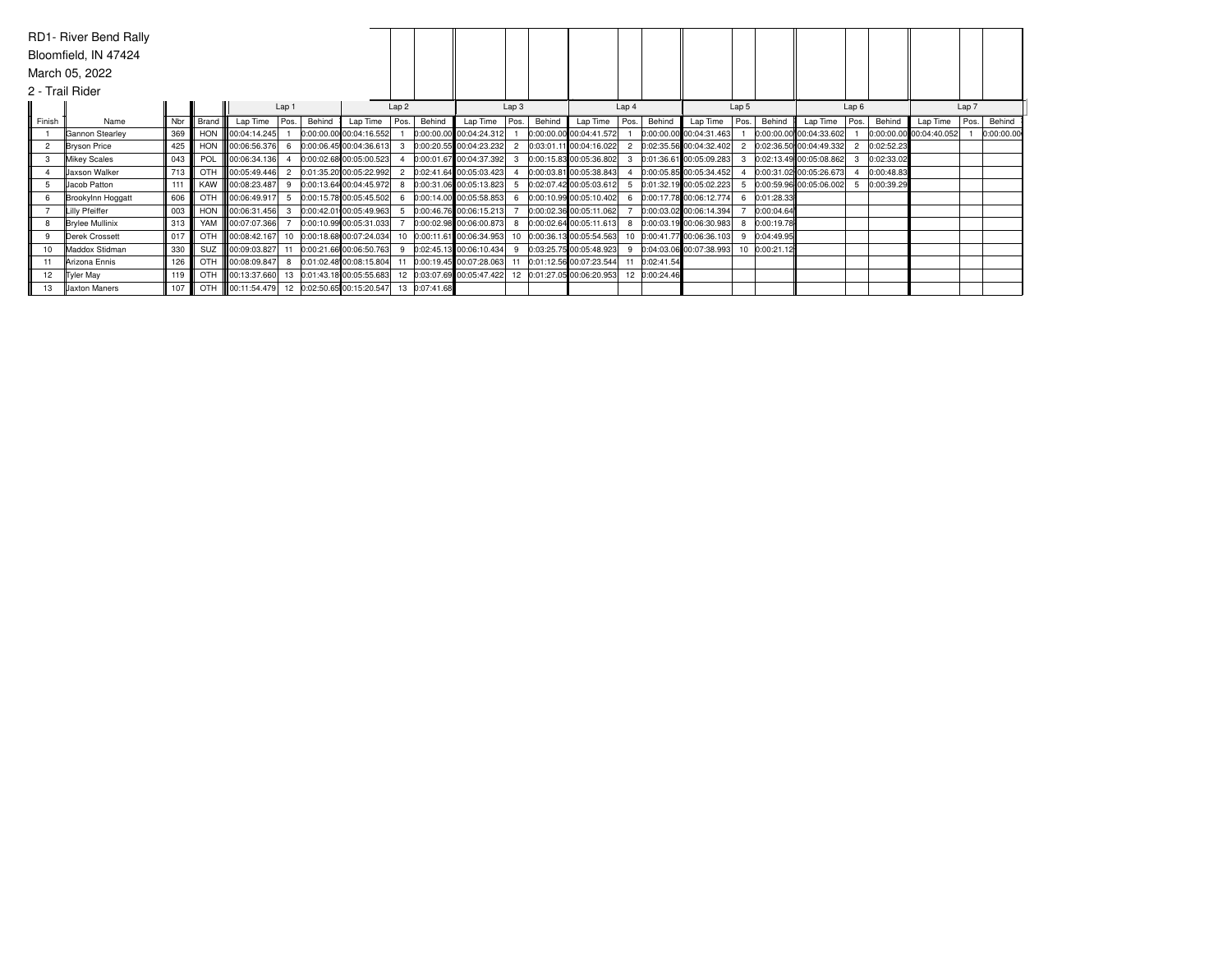RD1- River Bend Rally

Bloomfield, IN 47424

March 05, 2022

2 - Trail Rider

| Finish | Name | Nbr | Brand | Lap 1 | | | Lap 2 | | | Lap 3 | | | Lap 4 | | | Lap 5 | | | Lap 6 | | | Lap 7 | | |
|---|---|---|---|---|---|---|---|---|---|---|---|---|---|---|---|---|---|---|---|---|---|---|---|---|
| | | | | Lap Time | Pos. | Behind | Lap Time | Pos. | Behind | Lap Time | Pos. | Behind | Lap Time | Pos. | Behind | Lap Time | Pos. | Behind | Lap Time | Pos. | Behind | Lap Time | Pos. | Behind |
| 1 | Gannon Stearley | 369 | HON | 00:04:14.245 | 1 | 0:00:00.00 | 00:04:16.552 | 1 | 0:00:00.00 | 00:04:24.312 | 1 | 0:00:00.00 | 00:04:41.572 | 1 | 0:00:00.00 | 00:04:31.463 | 1 | 0:00:00.00 | 00:04:33.602 | 1 | 0:00:00.00 | 00:04:40.052 | 1 | 0:00:00.00 |
| 2 | Bryson Price | 425 | HON | 00:06:56.376 | 6 | 0:00:06.45 | 00:04:36.613 | 3 | 0:00:20.55 | 00:04:23.232 | 2 | 0:03:01.11 | 00:04:16.022 | 2 | 0:02:35.56 | 00:04:32.402 | 2 | 0:02:36.50 | 00:04:49.332 | 2 | 0:02:52.23 | | | |
| 3 | Mikey Scales | 043 | POL | 00:06:34.136 | 4 | 0:00:02.68 | 00:05:00.523 | 4 | 0:00:01.67 | 00:04:37.392 | 3 | 0:00:15.83 | 00:05:36.802 | 3 | 0:01:36.61 | 00:05:09.283 | 3 | 0:02:13.49 | 00:05:08.862 | 3 | 0:02:33.02 | | | |
| 4 | Jaxson Walker | 713 | OTH | 00:05:49.446 | 2 | 0:01:35.20 | 00:05:22.992 | 2 | 0:02:41.64 | 00:05:03.423 | 4 | 0:00:03.81 | 00:05:38.843 | 4 | 0:00:05.85 | 00:05:34.452 | 4 | 0:00:31.02 | 00:05:26.673 | 4 | 0:00:48.83 | | | |
| 5 | Jacob Patton | 111 | KAW | 00:08:23.487 | 9 | 0:00:13.64 | 00:04:45.972 | 8 | 0:00:31.06 | 00:05:13.823 | 5 | 0:02:07.42 | 00:05:03.612 | 5 | 0:01:32.19 | 00:05:02.223 | 5 | 0:00:59.96 | 00:05:06.002 | 5 | 0:00:39.29 | | | |
| 6 | Brookylnn Hoggatt | 606 | OTH | 00:06:49.917 | 5 | 0:00:15.78 | 00:05:45.502 | 6 | 0:00:14.00 | 00:05:58.853 | 6 | 0:00:10.99 | 00:05:10.402 | 6 | 0:00:17.78 | 00:06:12.774 | 6 | 0:01:28.33 | | | | | | |
| 7 | Lilly Pfeiffer | 003 | HON | 00:06:31.456 | 3 | 0:00:42.01 | 00:05:49.963 | 5 | 0:00:46.76 | 00:06:15.213 | 7 | 0:00:02.36 | 00:05:11.062 | 7 | 0:00:03.02 | 00:06:14.394 | 7 | 0:00:04.64 | | | | | | |
| 8 | Brylee Mullinix | 313 | YAM | 00:07:07.366 | 7 | 0:00:10.99 | 00:05:31.033 | 7 | 0:00:02.98 | 00:06:00.873 | 8 | 0:00:02.64 | 00:05:11.613 | 8 | 0:00:03.19 | 00:06:30.983 | 8 | 0:00:19.78 | | | | | | |
| 9 | Derek Crossett | 017 | OTH | 00:08:42.167 | 10 | 0:00:18.68 | 00:07:24.034 | 10 | 0:00:11.61 | 00:06:34.953 | 10 | 0:00:36.13 | 00:05:54.563 | 10 | 0:00:41.77 | 00:06:36.103 | 9 | 0:04:49.95 | | | | | | |
| 10 | Maddox Stidman | 330 | SUZ | 00:09:03.827 | 11 | 0:00:21.66 | 00:06:50.763 | 9 | 0:02:45.13 | 00:06:10.434 | 9 | 0:03:25.75 | 00:05:48.923 | 9 | 0:04:03.06 | 00:07:38.993 | 10 | 0:00:21.12 | | | | | | |
| 11 | Arizona Ennis | 126 | OTH | 00:08:09.847 | 8 | 0:01:02.48 | 00:08:15.804 | 11 | 0:00:19.45 | 00:07:28.063 | 11 | 0:01:12.56 | 00:07:23.544 | 11 | 0:02:41.54 | | | | | | | | | |
| 12 | Tyler May | 119 | OTH | 00:13:37.660 | 13 | 0:01:43.18 | 00:05:55.683 | 12 | 0:03:07.69 | 00:05:47.422 | 12 | 0:01:27.05 | 00:06:20.953 | 12 | 0:00:24.46 | | | | | | | | | |
| 13 | Jaxton Maners | 107 | OTH | 00:11:54.479 | 12 | 0:02:50.65 | 00:15:20.547 | 13 | 0:07:41.68 | | | | | | | | | | | | | | | |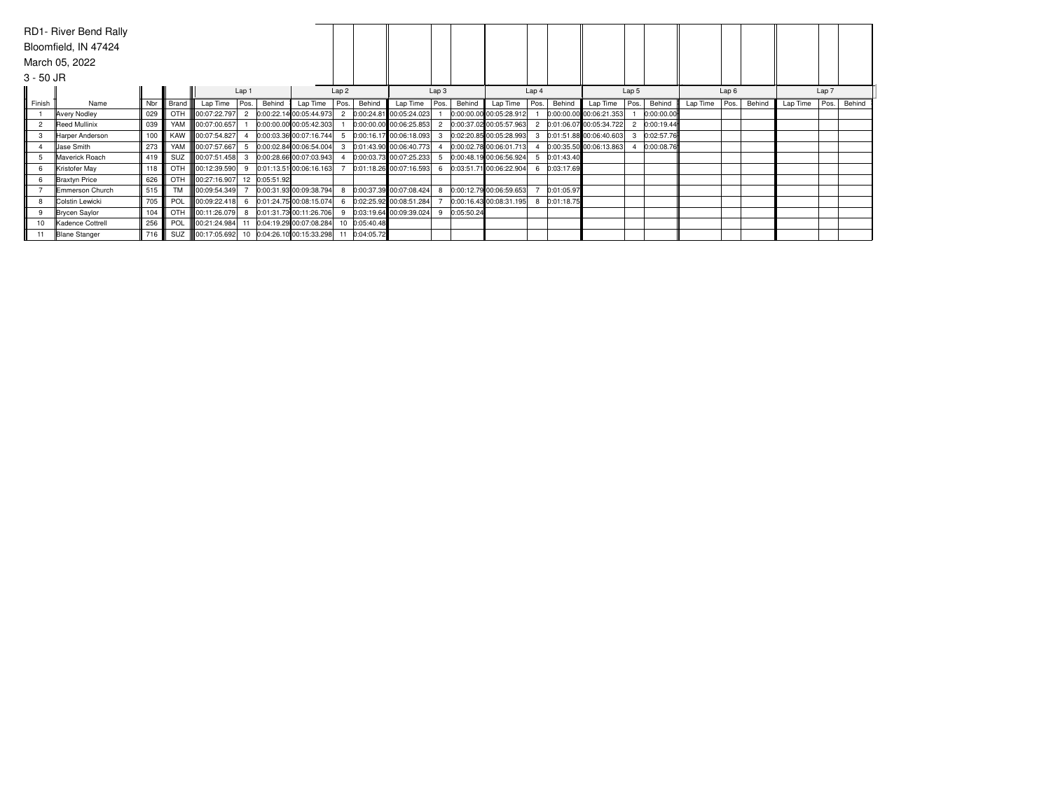RD1- River Bend Rally

Bloomfield, IN 47424

March 05, 2022

3 - 50 JR

| | | | | Lap 1 | | | Lap 2 | | | Lap 3 | | | Lap 4 | | | Lap 5 | | | Lap 6 | | | Lap 7 | | |
|---|---|---|---|---|---|---|---|---|---|---|---|---|---|---|---|---|---|---|---|---|---|---|---|---|
| Finish | Name | Nbr | Brand | Lap Time | Pos. | Behind | Lap Time | Pos. | Behind | Lap Time | Pos. | Behind | Lap Time | Pos. | Behind | Lap Time | Pos. | Behind | Lap Time | Pos. | Behind | Lap Time | Pos. | Behind |
| 1 | Avery Nodley | 029 | OTH | 00:07:22.797 | 2 | 0:00:22.14 | 00:05:44.973 | 2 | 0:00:24.81 | 00:05:24.023 | 1 | 0:00:00.00 | 00:05:28.912 | 1 | 0:00:00.00 | 00:06:21.353 | 1 | 0:00:00.00 | | | | | | |
| 2 | Reed Mullinix | 039 | YAM | 00:07:00.657 | 1 | 0:00:00.00 | 00:05:42.303 | 1 | 0:00:00.00 | 00:06:25.853 | 2 | 0:00:37.02 | 00:05:57.963 | 2 | 0:01:06.07 | 00:05:34.722 | 2 | 0:00:19.44 | | | | | | |
| 3 | Harper Anderson | 100 | KAW | 00:07:54.827 | 4 | 0:00:03.36 | 00:07:16.744 | 5 | 0:00:16.17 | 00:06:18.093 | 3 | 0:02:20.85 | 00:05:28.993 | 3 | 0:01:51.88 | 00:06:40.603 | 3 | 0:02:57.76 | | | | | | |
| 4 | Jase Smith | 273 | YAM | 00:07:57.667 | 5 | 0:00:02.84 | 00:06:54.004 | 3 | 0:01:43.90 | 00:06:40.773 | 4 | 0:00:02.78 | 00:06:01.713 | 4 | 0:00:35.50 | 00:06:13.863 | 4 | 0:00:08.76 | | | | | | |
| 5 | Maverick Roach | 419 | SUZ | 00:07:51.458 | 3 | 0:00:28.66 | 00:07:03.943 | 4 | 0:00:03.73 | 00:07:25.233 | 5 | 0:00:48.19 | 00:06:56.924 | 5 | 0:01:43.40 | | | | | | | | | |
| 6 | Kristofer May | 118 | OTH | 00:12:39.590 | 9 | 0:01:13.51 | 00:06:16.163 | 7 | 0:01:18.26 | 00:07:16.593 | 6 | 0:03:51.71 | 00:06:22.904 | 6 | 0:03:17.69 | | | | | | | | | |
| 6 | Braxtyn Price | 626 | OTH | 00:27:16.907 | 12 | 0:05:51.92 | | | | | | | | | | | | | | | | | | |
| 7 | Emmerson Church | 515 | TM | 00:09:54.349 | 7 | 0:00:31.93 | 00:09:38.794 | 8 | 0:00:37.39 | 00:07:08.424 | 8 | 0:00:12.79 | 00:06:59.653 | 7 | 0:01:05.97 | | | | | | | | | |
| 8 | Colstin Lewicki | 705 | POL | 00:09:22.418 | 6 | 0:01:24.75 | 00:08:15.074 | 6 | 0:02:25.92 | 00:08:51.284 | 7 | 0:00:16.43 | 00:08:31.195 | 8 | 0:01:18.75 | | | | | | | | | |
| 9 | Brycen Saylor | 104 | OTH | 00:11:26.079 | 8 | 0:01:31.73 | 00:11:26.706 | 9 | 0:03:19.64 | 00:09:39.024 | 9 | 0:05:50.24 | | | | | | | | | | | | |
| 10 | Kadence Cottrell | 256 | POL | 00:21:24.984 | 11 | 0:04:19.29 | 00:07:08.284 | 10 | 0:05:40.48 | | | | | | | | | | | | | | | |
| 11 | Blane Stanger | 716 | SUZ | 00:17:05.692 | 10 | 0:04:26.10 | 00:15:33.298 | 11 | 0:04:05.72 | | | | | | | | | | | | | | | |